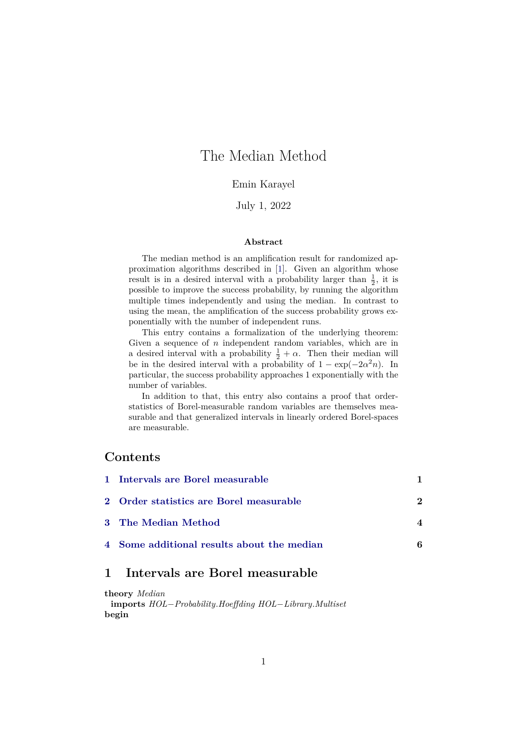# The Median Method

Emin Karayel

July 1, 2022

### Abstract

The median method is an amplification result for randomized approximation algorithms described in [1]. Given an algorithm whose result is in a desired interval with a probability larger than $\frac{1}{2}$, it is possible to improve the success probability, by running the algorithm multiple times independently and using the median. In contrast to using the mean, the amplification of the success probability grows exponentially with the number of independent runs.

This entry contains a formalization of the underlying theorem: Given a sequence of $n$ independent random variables, which are in a desired interval with a probability $\frac{1}{2} + \alpha$. Then their median will be in the desired interval with a probability of $1 - \exp(-2\alpha^2 n)$. In particular, the success probability approaches 1 exponentially with the number of variables.

In addition to that, this entry also contains a proof that order-statistics of Borel-measurable random variables are themselves measurable and that generalized intervals in linearly ordered Borel-spaces are measurable.

## Contents

| | | |
|---|---|---|
| **1** | **Intervals are Borel measurable** | **1** |
| **2** | **Order statistics are Borel measurable** | **2** |
| **3** | **The Median Method** | **4** |
| **4** | **Some additional results about the median** | **6** |

## 1 Intervals are Borel measurable

**theory** *Median*
  **imports** *HOL−Probability.Hoeffding HOL−Library.Multiset*
**begin**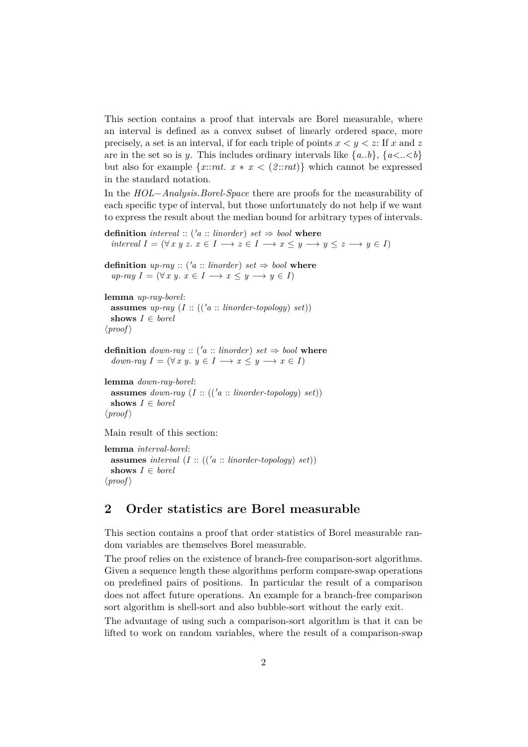This section contains a proof that intervals are Borel measurable, where an interval is defined as a convex subset of linearly ordered space, more precisely, a set is an interval, if for each triple of points $x < y < z$: If $x$ and $z$ are in the set so is $y$. This includes ordinary intervals like $\{a..b\}$, $\{a<..<b\}$ but also for example $\{x::rat.\ x * x < (2::rat)\}$ which cannot be expressed in the standard notation.

In the *HOL−Analysis.Borel-Space* there are proofs for the measurability of each specific type of interval, but those unfortunately do not help if we want to express the result about the median bound for arbitrary types of intervals.

```
definition interval :: ('a :: linorder) set ⇒ bool where
  interval I = (∀ x y z. x ∈ I ⟶ z ∈ I ⟶ x ≤ y ⟶ y ≤ z ⟶ y ∈ I)

definition up-ray :: ('a :: linorder) set ⇒ bool where
  up-ray I = (∀ x y. x ∈ I ⟶ x ≤ y ⟶ y ∈ I)

lemma up-ray-borel:
  assumes up-ray (I :: (('a :: linorder-topology) set))
  shows I ∈ borel
⟨proof⟩

definition down-ray :: ('a :: linorder) set ⇒ bool where
  down-ray I = (∀ x y. y ∈ I ⟶ x ≤ y ⟶ x ∈ I)

lemma down-ray-borel:
  assumes down-ray (I :: (('a :: linorder-topology) set))
  shows I ∈ borel
⟨proof⟩
```

Main result of this section:

```
lemma interval-borel:
  assumes interval (I :: (('a :: linorder-topology) set))
  shows I ∈ borel
⟨proof⟩
```

## 2 Order statistics are Borel measurable

This section contains a proof that order statistics of Borel measurable random variables are themselves Borel measurable.

The proof relies on the existence of branch-free comparison-sort algorithms. Given a sequence length these algorithms perform compare-swap operations on predefined pairs of positions. In particular the result of a comparison does not affect future operations. An example for a branch-free comparison sort algorithm is shell-sort and also bubble-sort without the early exit.

The advantage of using such a comparison-sort algorithm is that it can be lifted to work on random variables, where the result of a comparison-swap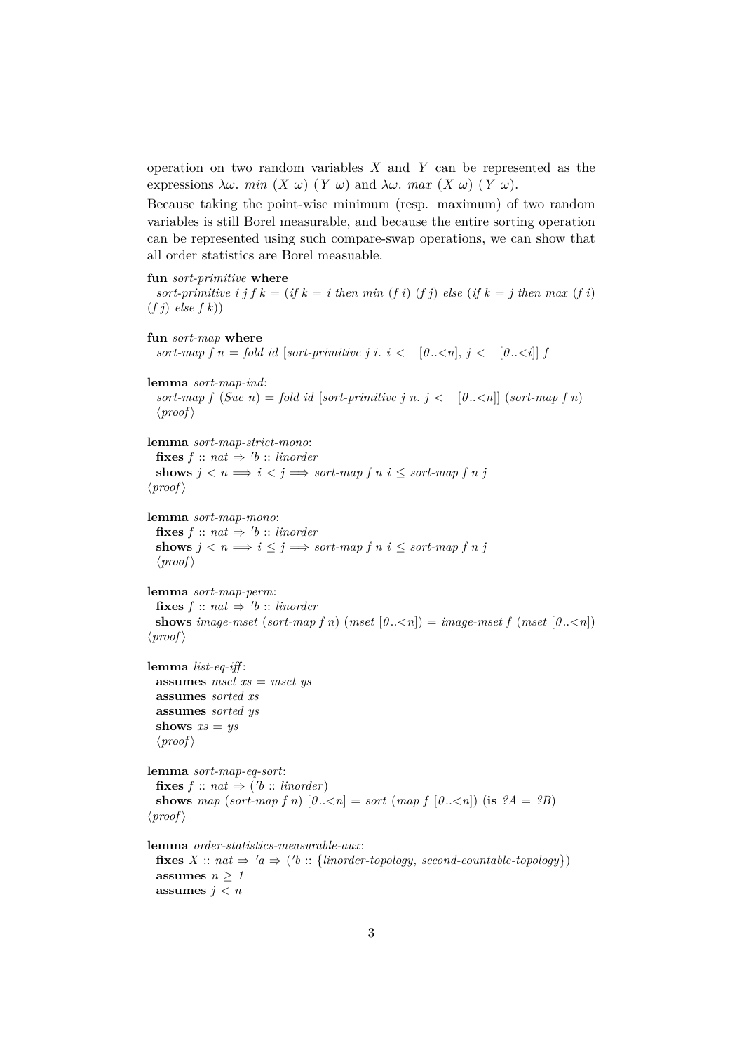operation on two random variables $X$ and $Y$ can be represented as the expressions $\lambda\omega.\ min\ (X\ \omega)\ (Y\ \omega)$ and $\lambda\omega.\ max\ (X\ \omega)\ (Y\ \omega)$.

Because taking the point-wise minimum (resp. maximum) of two random variables is still Borel measurable, and because the entire sorting operation can be represented using such compare-swap operations, we can show that all order statistics are Borel measuable.

```
fun sort-primitive where
  sort-primitive i j f k = (if k = i then min (f i) (f j) else (if k = j then max (f i)
(f j) else f k))

fun sort-map where
  sort-map f n = fold id [sort-primitive j i. i <− [0..<n], j <− [0..<i]] f

lemma sort-map-ind:
  sort-map f (Suc n) = fold id [sort-primitive j n. j <− [0..<n]] (sort-map f n)
  ⟨proof⟩

lemma sort-map-strict-mono:
  fixes f :: nat ⇒ 'b :: linorder
  shows j < n =⇒ i < j =⇒ sort-map f n i ≤ sort-map f n j
⟨proof⟩

lemma sort-map-mono:
  fixes f :: nat ⇒ 'b :: linorder
  shows j < n =⇒ i ≤ j =⇒ sort-map f n i ≤ sort-map f n j
  ⟨proof⟩

lemma sort-map-perm:
  fixes f :: nat ⇒ 'b :: linorder
  shows image-mset (sort-map f n) (mset [0..<n]) = image-mset f (mset [0..<n])
⟨proof⟩

lemma list-eq-iff:
  assumes mset xs = mset ys
  assumes sorted xs
  assumes sorted ys
  shows xs = ys
  ⟨proof⟩

lemma sort-map-eq-sort:
  fixes f :: nat ⇒ ('b :: linorder)
  shows map (sort-map f n) [0..<n] = sort (map f [0..<n]) (is ?A = ?B)
⟨proof⟩

lemma order-statistics-measurable-aux:
  fixes X :: nat ⇒ 'a ⇒ ('b :: {linorder-topology, second-countable-topology})
  assumes n ≥ 1
  assumes j < n
```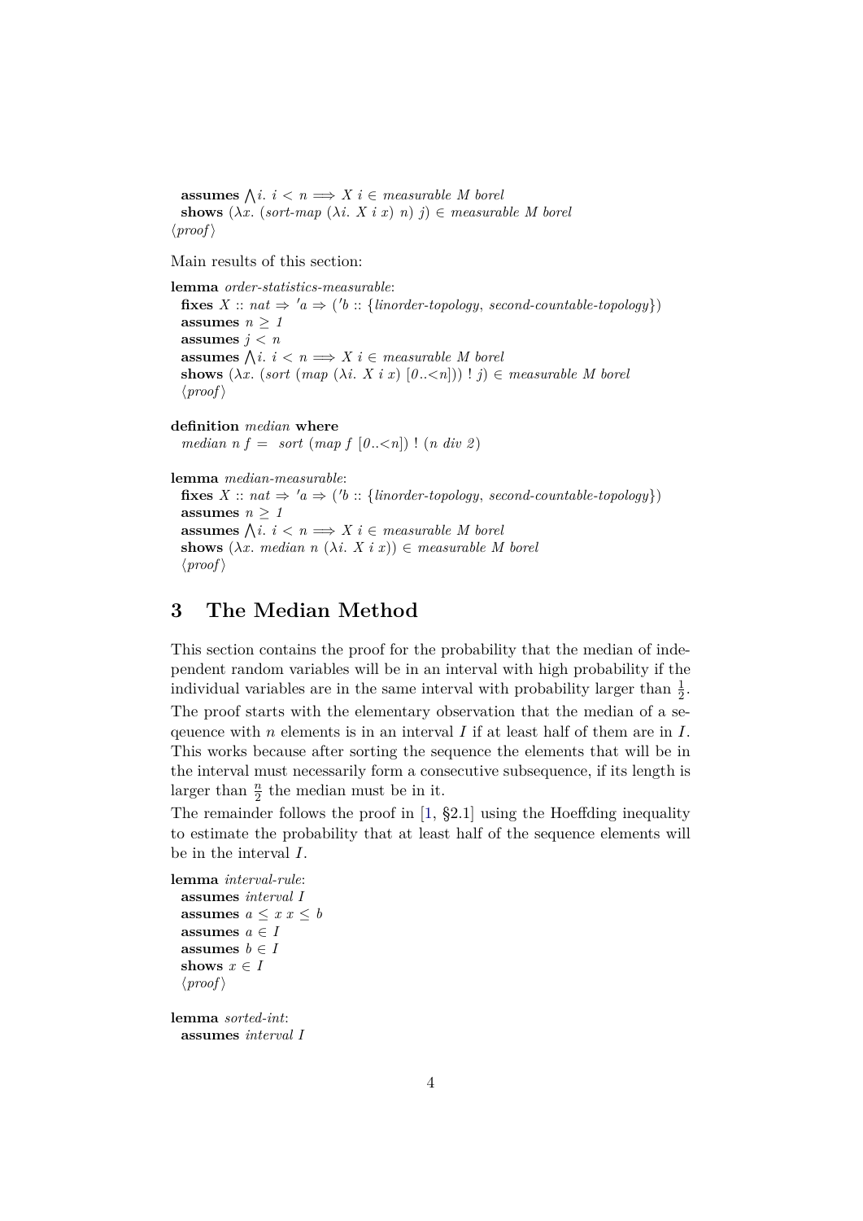```
  assumes ⋀i. i < n ⟹ X i ∈ measurable M borel
  shows (λx. (sort-map (λi. X i x) n) j) ∈ measurable M borel
⟨proof⟩
```

Main results of this section:

```
lemma order-statistics-measurable:
  fixes X :: nat ⇒ 'a ⇒ ('b :: {linorder-topology, second-countable-topology})
  assumes n ≥ 1
  assumes j < n
  assumes ⋀i. i < n ⟹ X i ∈ measurable M borel
  shows (λx. (sort (map (λi. X i x) [0..<n])) ! j) ∈ measurable M borel
  ⟨proof⟩

definition median where
  median n f = sort (map f [0..<n]) ! (n div 2)

lemma median-measurable:
  fixes X :: nat ⇒ 'a ⇒ ('b :: {linorder-topology, second-countable-topology})
  assumes n ≥ 1
  assumes ⋀i. i < n ⟹ X i ∈ measurable M borel
  shows (λx. median n (λi. X i x)) ∈ measurable M borel
  ⟨proof⟩
```

# 3 The Median Method

This section contains the proof for the probability that the median of independent random variables will be in an interval with high probability if the individual variables are in the same interval with probability larger than $\frac{1}{2}$.
The proof starts with the elementary observation that the median of a seqeuence with $n$ elements is in an interval $I$ if at least half of them are in $I$. This works because after sorting the sequence the elements that will be in the interval must necessarily form a consecutive subsequence, if its length is larger than $\frac{n}{2}$ the median must be in it.
The remainder follows the proof in [1, §2.1] using the Hoeffding inequality to estimate the probability that at least half of the sequence elements will be in the interval $I$.

```
lemma interval-rule:
  assumes interval I
  assumes a ≤ x x ≤ b
  assumes a ∈ I
  assumes b ∈ I
  shows x ∈ I
  ⟨proof⟩

lemma sorted-int:
  assumes interval I
```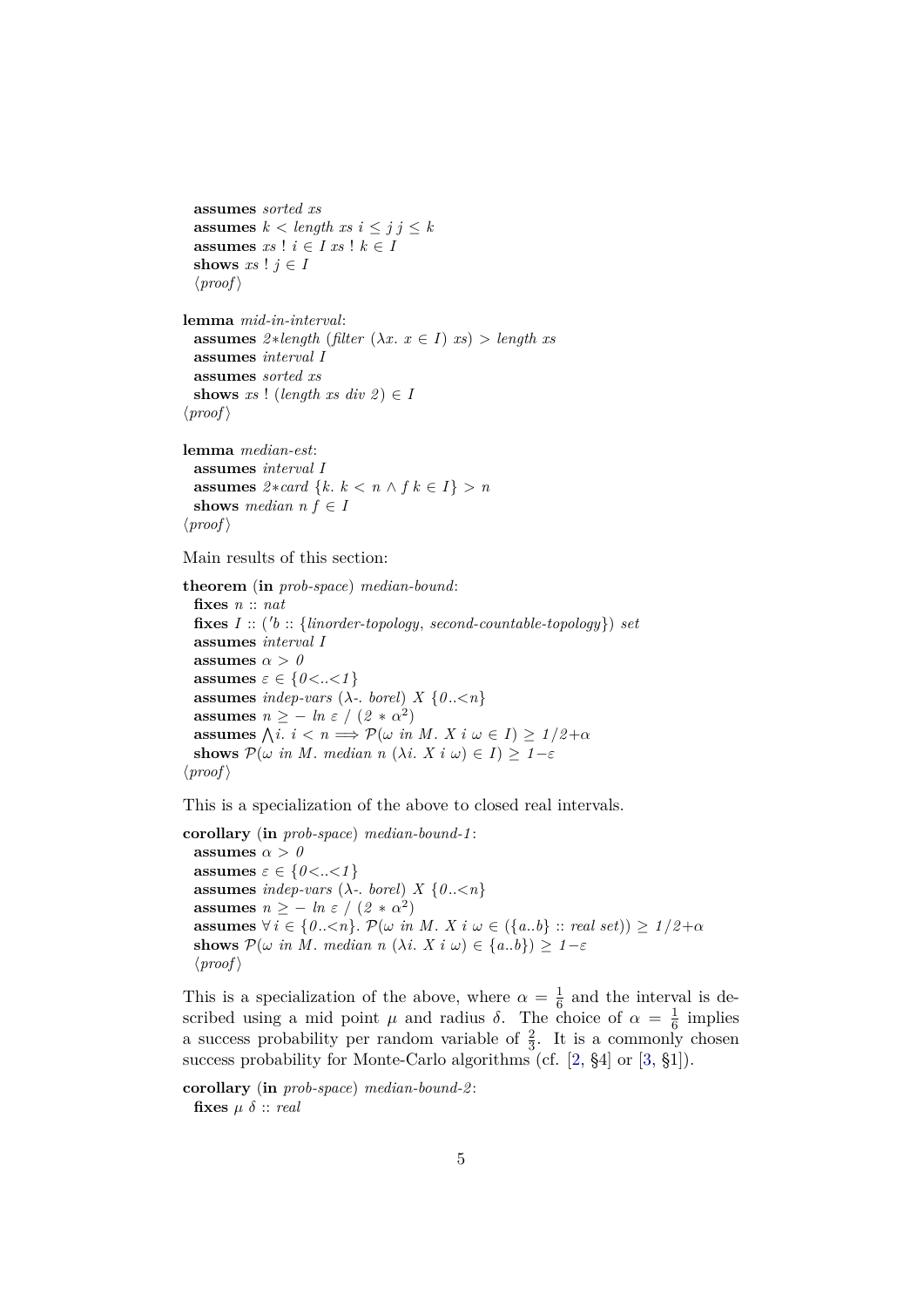```
  assumes sorted xs
  assumes k < length xs i ≤ j j ≤ k
  assumes xs ! i ∈ I xs ! k ∈ I
  shows xs ! j ∈ I
  ⟨proof⟩

lemma mid-in-interval:
  assumes 2*length (filter (λx. x ∈ I) xs) > length xs
  assumes interval I
  assumes sorted xs
  shows xs ! (length xs div 2) ∈ I
⟨proof⟩

lemma median-est:
  assumes interval I
  assumes 2*card {k. k < n ∧ f k ∈ I} > n
  shows median n f ∈ I
⟨proof⟩
```

Main results of this section:

```
theorem (in prob-space) median-bound:
  fixes n :: nat
  fixes I :: ('b :: {linorder-topology, second-countable-topology}) set
  assumes interval I
  assumes α > 0
  assumes ε ∈ {0<..<1}
  assumes indep-vars (λ-. borel) X {0..<n}
  assumes n ≥ − ln ε / (2 * α^2)
  assumes ⋀i. i < n ⟹ 𝒫(ω in M. X i ω ∈ I) ≥ 1/2+α
  shows 𝒫(ω in M. median n (λi. X i ω) ∈ I) ≥ 1−ε
⟨proof⟩
```

This is a specialization of the above to closed real intervals.

```
corollary (in prob-space) median-bound-1:
  assumes α > 0
  assumes ε ∈ {0<..<1}
  assumes indep-vars (λ-. borel) X {0..<n}
  assumes n ≥ − ln ε / (2 * α^2)
  assumes ∀ i ∈ {0..<n}. 𝒫(ω in M. X i ω ∈ ({a..b} :: real set)) ≥ 1/2+α
  shows 𝒫(ω in M. median n (λi. X i ω) ∈ {a..b}) ≥ 1−ε
  ⟨proof⟩
```

This is a specialization of the above, where $\alpha = \frac{1}{6}$ and the interval is described using a mid point $\mu$ and radius $\delta$. The choice of $\alpha = \frac{1}{6}$ implies a success probability per random variable of $\frac{2}{3}$. It is a commonly chosen success probability for Monte-Carlo algorithms (cf. [2, §4] or [3, §1]).

```
corollary (in prob-space) median-bound-2:
  fixes μ δ :: real
```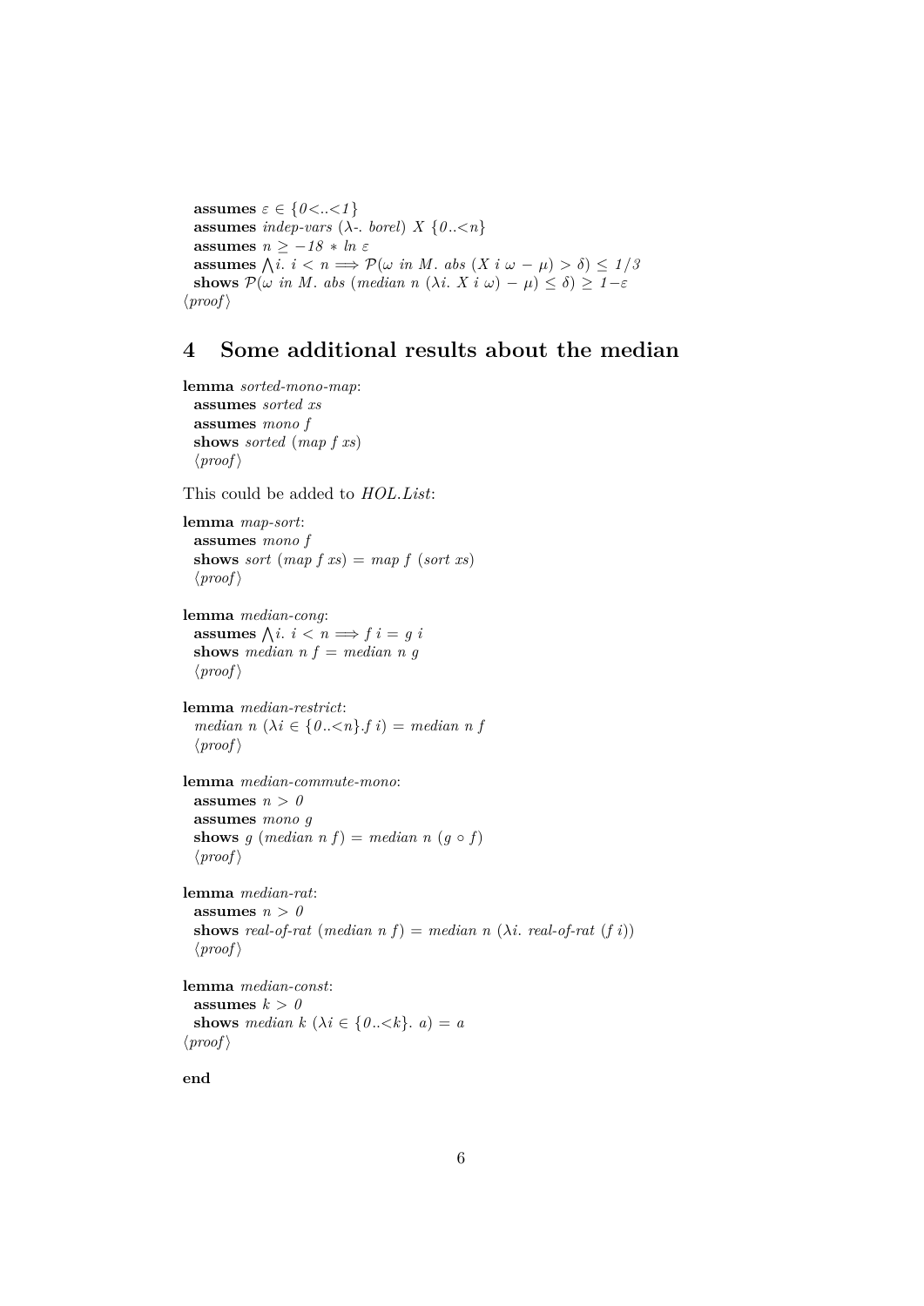```
  assumes ε ∈ {0<..<1}
  assumes indep-vars (λ-. borel) X {0..<n}
  assumes n ≥ −18 ∗ ln ε
  assumes ⋀i. i < n ⟹ 𝒫(ω in M. abs (X i ω − μ) > δ) ≤ 1/3
  shows 𝒫(ω in M. abs (median n (λi. X i ω) − μ) ≤ δ) ≥ 1−ε
⟨proof⟩
```

## 4 Some additional results about the median

```
lemma sorted-mono-map:
  assumes sorted xs
  assumes mono f
  shows sorted (map f xs)
  ⟨proof⟩
```

This could be added to *HOL.List*:

```
lemma map-sort:
  assumes mono f
  shows sort (map f xs) = map f (sort xs)
  ⟨proof⟩

lemma median-cong:
  assumes ⋀i. i < n ⟹ f i = g i
  shows median n f = median n g
  ⟨proof⟩

lemma median-restrict:
  median n (λi ∈ {0..<n}.f i) = median n f
  ⟨proof⟩

lemma median-commute-mono:
  assumes n > 0
  assumes mono g
  shows g (median n f) = median n (g ∘ f)
  ⟨proof⟩

lemma median-rat:
  assumes n > 0
  shows real-of-rat (median n f) = median n (λi. real-of-rat (f i))
  ⟨proof⟩

lemma median-const:
  assumes k > 0
  shows median k (λi ∈ {0..<k}. a) = a
⟨proof⟩

end
```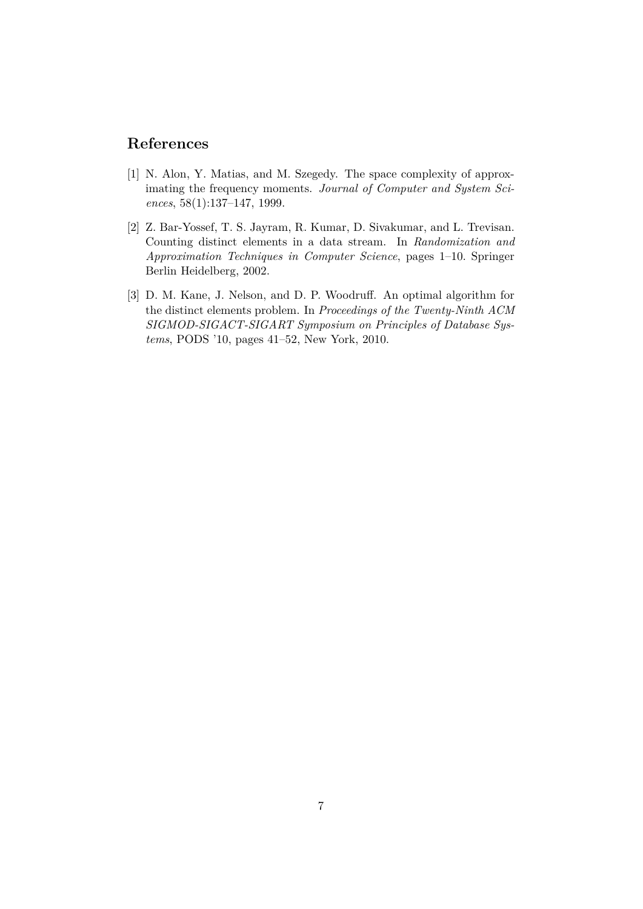## References

[1] N. Alon, Y. Matias, and M. Szegedy. The space complexity of approximating the frequency moments. *Journal of Computer and System Sciences*, 58(1):137–147, 1999.

[2] Z. Bar-Yossef, T. S. Jayram, R. Kumar, D. Sivakumar, and L. Trevisan. Counting distinct elements in a data stream. In *Randomization and Approximation Techniques in Computer Science*, pages 1–10. Springer Berlin Heidelberg, 2002.

[3] D. M. Kane, J. Nelson, and D. P. Woodruff. An optimal algorithm for the distinct elements problem. In *Proceedings of the Twenty-Ninth ACM SIGMOD-SIGACT-SIGART Symposium on Principles of Database Systems*, PODS '10, pages 41–52, New York, 2010.